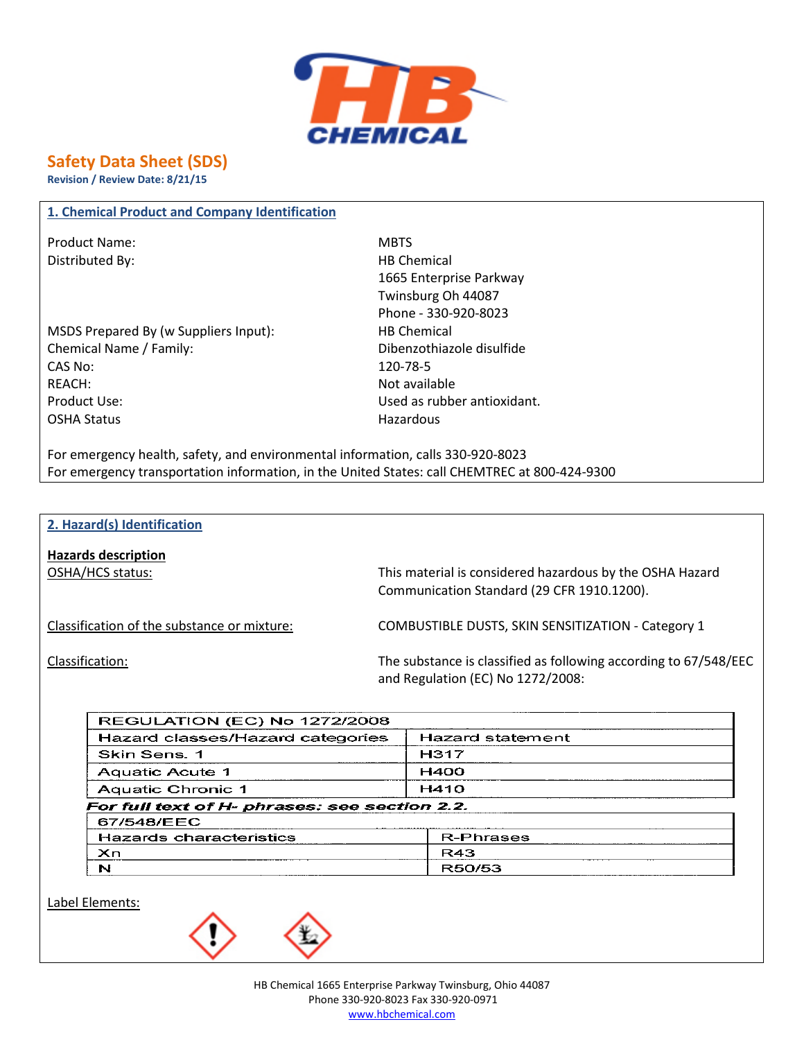HB CHEMICAL

# Safety Data Sheet (SDS)

**Revision / Review Date: 8/21/15**

## 1. Chemical Product and Company Identification

| | |
|---|---|
| Product Name: | MBTS |
| Distributed By: | HB Chemical<br>1665 Enterprise Parkway<br>Twinsburg Oh 44087<br>Phone - 330-920-8023 |
| MSDS Prepared By (w Suppliers Input): | HB Chemical |
| Chemical Name / Family: | Dibenzothiazole disulfide |
| CAS No: | 120-78-5 |
| REACH: | Not available |
| Product Use: | Used as rubber antioxidant. |
| OSHA Status | Hazardous |

For emergency health, safety, and environmental information, calls 330-920-8023
For emergency transportation information, in the United States: call CHEMTREC at 800-424-9300

## 2. Hazard(s) Identification

**Hazards description**

OSHA/HCS status: This material is considered hazardous by the OSHA Hazard Communication Standard (29 CFR 1910.1200).

Classification of the substance or mixture: COMBUSTIBLE DUSTS, SKIN SENSITIZATION - Category 1

Classification: The substance is classified as following according to 67/548/EEC and Regulation (EC) No 1272/2008:

| REGULATION (EC) No 1272/2008 | |
|---|---|
| Hazard classes/Hazard categories | Hazard statement |
| Skin Sens. 1 | H317 |
| Aquatic Acute 1 | H400 |
| Aquatic Chronic 1 | H410 |

***For full text of H- phrases: see section 2.2.***

| 67/548/EEC | |
|---|---|
| Hazards characteristics | R-Phrases |
| Xn | R43 |
| N | R50/53 |

Label Elements: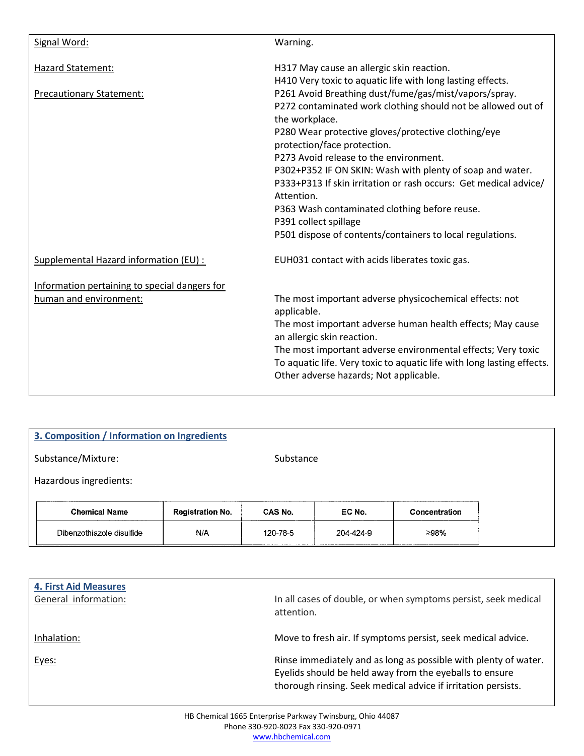| | |
|---|---|
| Signal Word: | Warning. |
| Hazard Statement: | H317 May cause an allergic skin reaction.<br>H410 Very toxic to aquatic life with long lasting effects. |
| Precautionary Statement: | P261 Avoid Breathing dust/fume/gas/mist/vapors/spray.<br>P272 contaminated work clothing should not be allowed out of the workplace.<br>P280 Wear protective gloves/protective clothing/eye protection/face protection.<br>P273 Avoid release to the environment.<br>P302+P352 IF ON SKIN: Wash with plenty of soap and water.<br>P333+P313 If skin irritation or rash occurs: Get medical advice/ Attention.<br>P363 Wash contaminated clothing before reuse.<br>P391 collect spillage<br>P501 dispose of contents/containers to local regulations. |
| Supplemental Hazard information (EU) : | EUH031 contact with acids liberates toxic gas. |
| Information pertaining to special dangers for human and environment: | The most important adverse physicochemical effects: not applicable.<br>The most important adverse human health effects; May cause an allergic skin reaction.<br>The most important adverse environmental effects; Very toxic To aquatic life. Very toxic to aquatic life with long lasting effects.<br>Other adverse hazards; Not applicable. |

## 3. Composition / Information on Ingredients

Substance/Mixture: Substance

Hazardous ingredients:

| Chemical Name | Registration No. | CAS No. | EC No. | Concentration |
|---|---|---|---|---|
| Dibenzothiazole disulfide | N/A | 120-78-5 | 204-424-9 | ≥98% |

## 4. First Aid Measures

| | |
|---|---|
| General information: | In all cases of double, or when symptoms persist, seek medical attention. |
| Inhalation: | Move to fresh air. If symptoms persist, seek medical advice. |
| Eyes: | Rinse immediately and as long as possible with plenty of water. Eyelids should be held away from the eyeballs to ensure thorough rinsing. Seek medical advice if irritation persists. |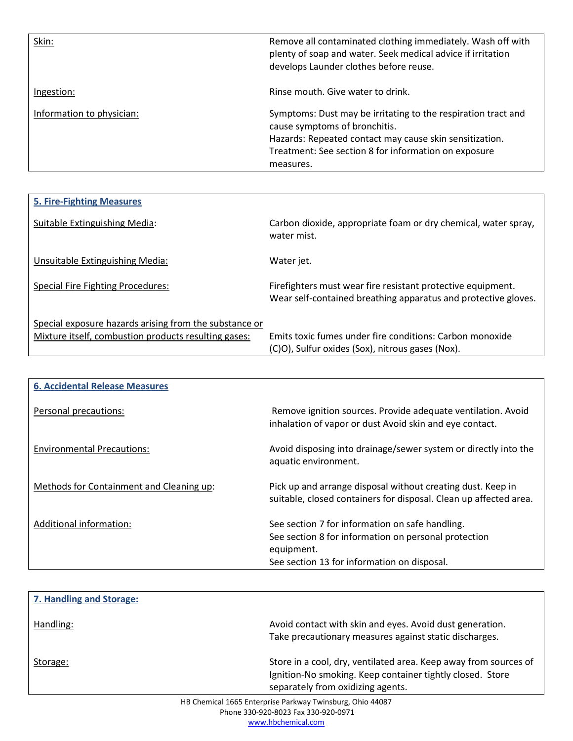| | |
|---|---|
| Skin: | Remove all contaminated clothing immediately. Wash off with plenty of soap and water. Seek medical advice if irritation develops Launder clothes before reuse. |
| Ingestion: | Rinse mouth. Give water to drink. |
| Information to physician: | Symptoms: Dust may be irritating to the respiration tract and cause symptoms of bronchitis.<br>Hazards: Repeated contact may cause skin sensitization.<br>Treatment: See section 8 for information on exposure measures. |

## 5. Fire-Fighting Measures

| | |
|---|---|
| Suitable Extinguishing Media: | Carbon dioxide, appropriate foam or dry chemical, water spray, water mist. |
| Unsuitable Extinguishing Media: | Water jet. |
| Special Fire Fighting Procedures: | Firefighters must wear fire resistant protective equipment. Wear self-contained breathing apparatus and protective gloves. |
| Special exposure hazards arising from the substance or Mixture itself, combustion products resulting gases: | Emits toxic fumes under fire conditions: Carbon monoxide (C)O), Sulfur oxides (Sox), nitrous gases (Nox). |

## 6. Accidental Release Measures

| | |
|---|---|
| Personal precautions: | Remove ignition sources. Provide adequate ventilation. Avoid inhalation of vapor or dust Avoid skin and eye contact. |
| Environmental Precautions: | Avoid disposing into drainage/sewer system or directly into the aquatic environment. |
| Methods for Containment and Cleaning up: | Pick up and arrange disposal without creating dust. Keep in suitable, closed containers for disposal. Clean up affected area. |
| Additional information: | See section 7 for information on safe handling.<br>See section 8 for information on personal protection equipment.<br>See section 13 for information on disposal. |

## 7. Handling and Storage:

| | |
|---|---|
| Handling: | Avoid contact with skin and eyes. Avoid dust generation. Take precautionary measures against static discharges. |
| Storage: | Store in a cool, dry, ventilated area. Keep away from sources of Ignition-No smoking. Keep container tightly closed. Store separately from oxidizing agents. |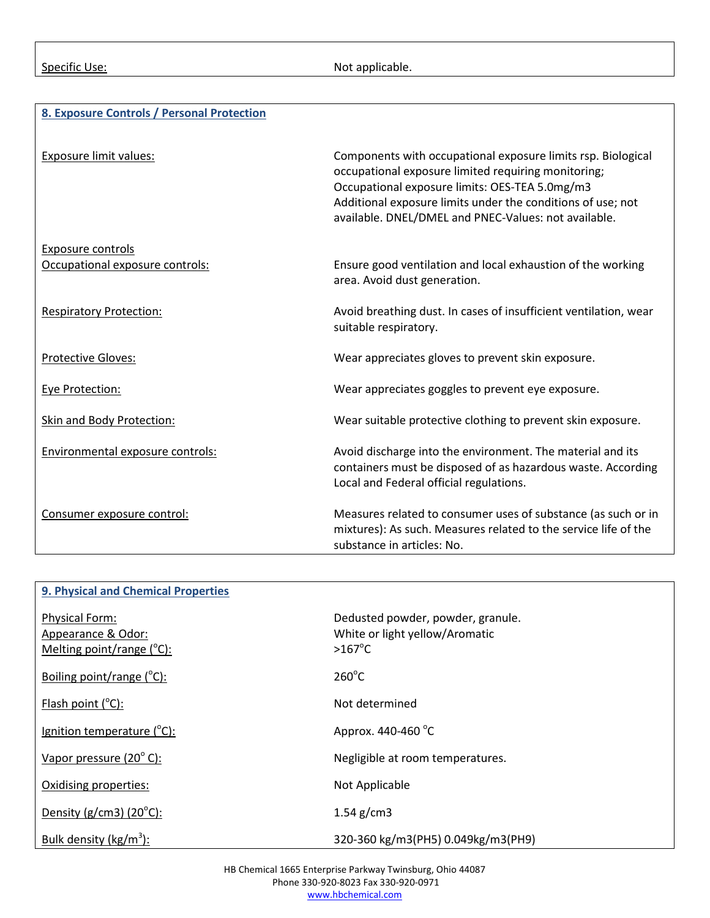| | |
|---|---|
| Specific Use: | Not applicable. |

## 8. Exposure Controls / Personal Protection

| | |
|---|---|
| Exposure limit values: | Components with occupational exposure limits rsp. Biological occupational exposure limited requiring monitoring; Occupational exposure limits: OES-TEA 5.0mg/m3 Additional exposure limits under the conditions of use; not available. DNEL/DMEL and PNEC-Values: not available. |
| Exposure controls<br>Occupational exposure controls: | Ensure good ventilation and local exhaustion of the working area. Avoid dust generation. |
| Respiratory Protection: | Avoid breathing dust. In cases of insufficient ventilation, wear suitable respiratory. |
| Protective Gloves: | Wear appreciates gloves to prevent skin exposure. |
| Eye Protection: | Wear appreciates goggles to prevent eye exposure. |
| Skin and Body Protection: | Wear suitable protective clothing to prevent skin exposure. |
| Environmental exposure controls: | Avoid discharge into the environment. The material and its containers must be disposed of as hazardous waste. According Local and Federal official regulations. |
| Consumer exposure control: | Measures related to consumer uses of substance (as such or in mixtures): As such. Measures related to the service life of the substance in articles: No. |

## 9. Physical and Chemical Properties

| | |
|---|---|
| Physical Form: | Dedusted powder, powder, granule. |
| Appearance & Odor: | White or light yellow/Aromatic |
| Melting point/range (°C): | >167°C |
| Boiling point/range (°C): | 260°C |
| Flash point (°C): | Not determined |
| Ignition temperature (°C): | Approx. 440-460 °C |
| Vapor pressure (20° C): | Negligible at room temperatures. |
| Oxidising properties: | Not Applicable |
| Density (g/cm3) (20°C): | 1.54 g/cm3 |
| Bulk density (kg/$m^3$): | 320-360 kg/m3(PH5) 0.049kg/m3(PH9) |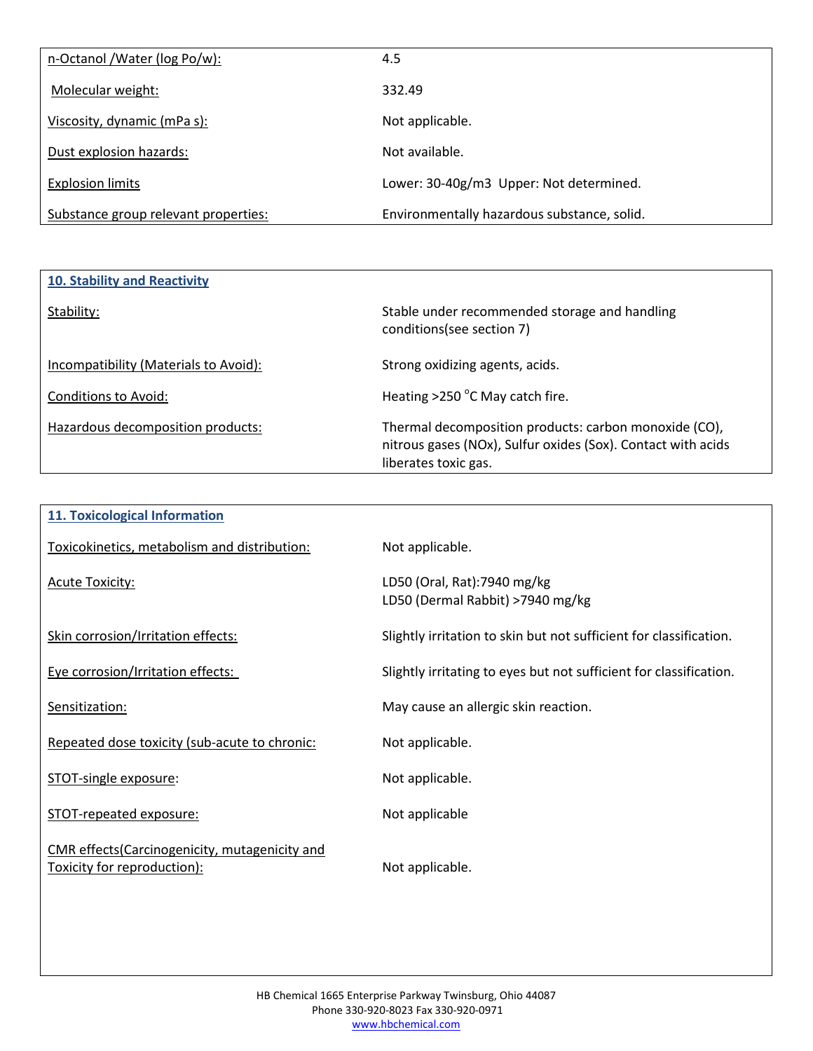| | |
|---|---|
| n-Octanol /Water (log Po/w): | 4.5 |
| Molecular weight: | 332.49 |
| Viscosity, dynamic (mPa s): | Not applicable. |
| Dust explosion hazards: | Not available. |
| Explosion limits | Lower: 30-40g/m3 Upper: Not determined. |
| Substance group relevant properties: | Environmentally hazardous substance, solid. |

## 10. Stability and Reactivity

| | |
|---|---|
| Stability: | Stable under recommended storage and handling conditions(see section 7) |
| Incompatibility (Materials to Avoid): | Strong oxidizing agents, acids. |
| Conditions to Avoid: | Heating >250 °C May catch fire. |
| Hazardous decomposition products: | Thermal decomposition products: carbon monoxide (CO), nitrous gases (NOx), Sulfur oxides (Sox). Contact with acids liberates toxic gas. |

## 11. Toxicological Information

| | |
|---|---|
| Toxicokinetics, metabolism and distribution: | Not applicable. |
| Acute Toxicity: | LD50 (Oral, Rat):7940 mg/kg<br>LD50 (Dermal Rabbit) >7940 mg/kg |
| Skin corrosion/Irritation effects: | Slightly irritation to skin but not sufficient for classification. |
| Eye corrosion/Irritation effects: | Slightly irritating to eyes but not sufficient for classification. |
| Sensitization: | May cause an allergic skin reaction. |
| Repeated dose toxicity (sub-acute to chronic: | Not applicable. |
| STOT-single exposure: | Not applicable. |
| STOT-repeated exposure: | Not applicable |
| CMR effects(Carcinogenicity, mutagenicity and Toxicity for reproduction): | Not applicable. |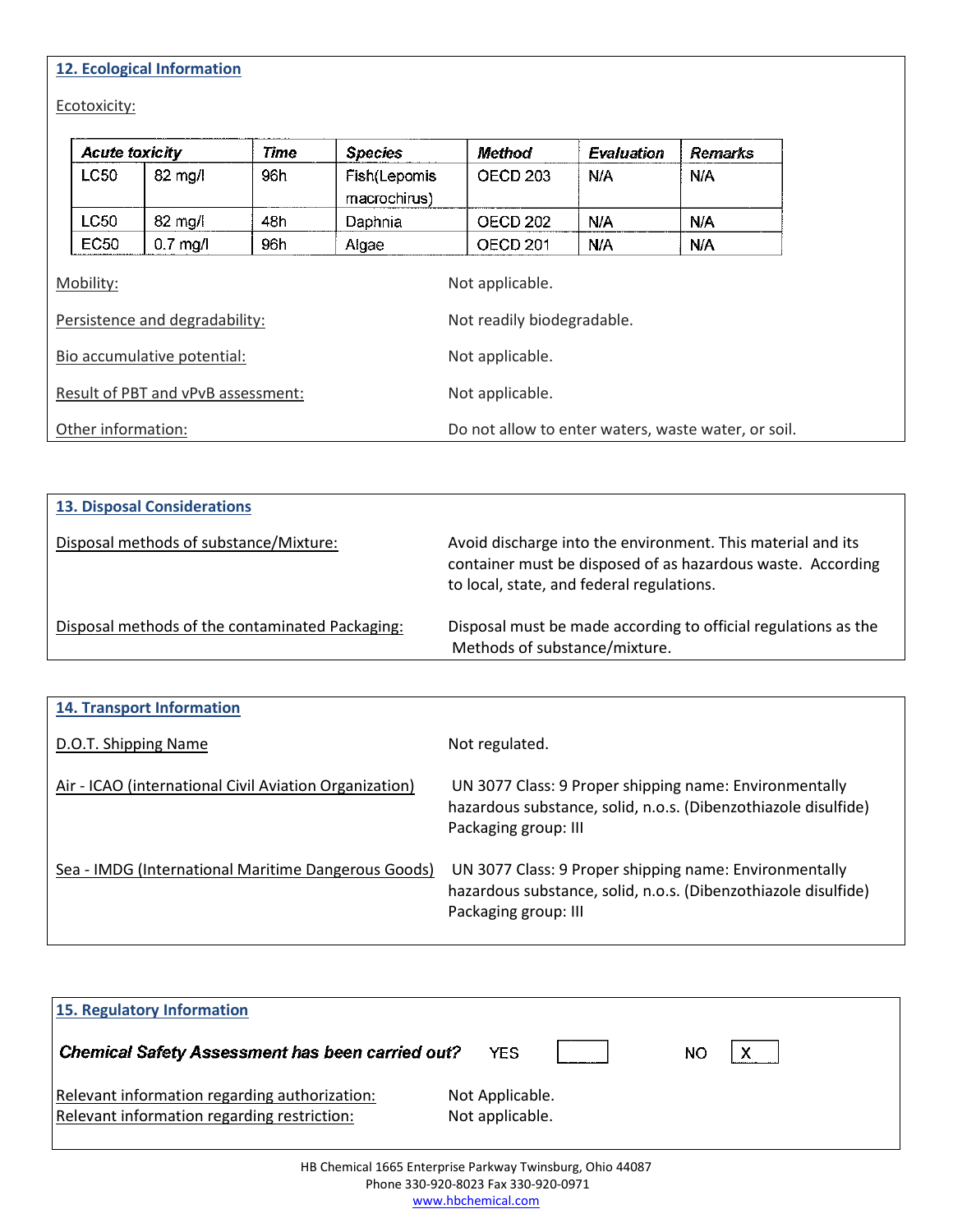## 12. Ecological Information

Ecotoxicity:

| Acute toxicity | | Time | Species | Method | Evaluation | Remarks |
|---|---|---|---|---|---|---|
| LC50 | 82 mg/l | 96h | Fish(Lepomis macrochirus) | OECD 203 | N/A | N/A |
| LC50 | 82 mg/l | 48h | Daphnia | OECD 202 | N/A | N/A |
| EC50 | 0.7 mg/l | 96h | Algae | OECD 201 | N/A | N/A |

Mobility: Not applicable.

Persistence and degradability: Not readily biodegradable.

Bio accumulative potential: Not applicable.

Result of PBT and vPvB assessment: Not applicable.

Other information: Do not allow to enter waters, waste water, or soil.

## 13. Disposal Considerations

Disposal methods of substance/Mixture: Avoid discharge into the environment. This material and its container must be disposed of as hazardous waste. According to local, state, and federal regulations.

Disposal methods of the contaminated Packaging: Disposal must be made according to official regulations as the Methods of substance/mixture.

## 14. Transport Information

D.O.T. Shipping Name: Not regulated.

Air - ICAO (international Civil Aviation Organization): UN 3077 Class: 9 Proper shipping name: Environmentally hazardous substance, solid, n.o.s. (Dibenzothiazole disulfide) Packaging group: III

Sea - IMDG (International Maritime Dangerous Goods): UN 3077 Class: 9 Proper shipping name: Environmentally hazardous substance, solid, n.o.s. (Dibenzothiazole disulfide) Packaging group: III

## 15. Regulatory Information

***Chemical Safety Assessment has been carried out?*** YES [ ] NO [X]

Relevant information regarding authorization: Not Applicable.

Relevant information regarding restriction: Not applicable.

HB Chemical 1665 Enterprise Parkway Twinsburg, Ohio 44087
Phone 330-920-8023 Fax 330-920-0971
www.hbchemical.com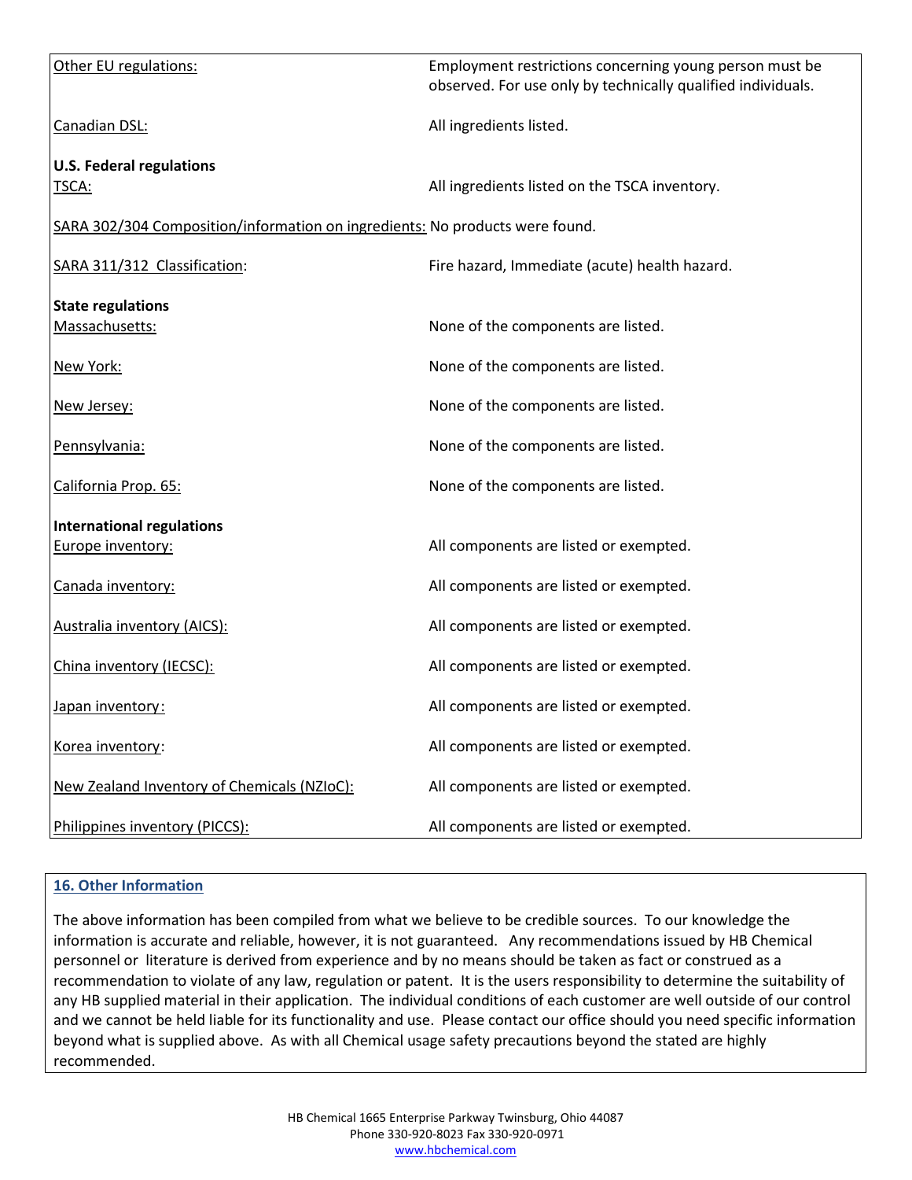| | |
|---|---|
| Other EU regulations: | Employment restrictions concerning young person must be observed. For use only by technically qualified individuals. |
| Canadian DSL: | All ingredients listed. |
| **U.S. Federal regulations** | |
| TSCA: | All ingredients listed on the TSCA inventory. |
| SARA 302/304 Composition/information on ingredients: | No products were found. |
| SARA 311/312 Classification: | Fire hazard, Immediate (acute) health hazard. |
| **State regulations** | |
| Massachusetts: | None of the components are listed. |
| New York: | None of the components are listed. |
| New Jersey: | None of the components are listed. |
| Pennsylvania: | None of the components are listed. |
| California Prop. 65: | None of the components are listed. |
| **International regulations** | |
| Europe inventory: | All components are listed or exempted. |
| Canada inventory: | All components are listed or exempted. |
| Australia inventory (AICS): | All components are listed or exempted. |
| China inventory (IECSC): | All components are listed or exempted. |
| Japan inventory: | All components are listed or exempted. |
| Korea inventory: | All components are listed or exempted. |
| New Zealand Inventory of Chemicals (NZIoC): | All components are listed or exempted. |
| Philippines inventory (PICCS): | All components are listed or exempted. |

## 16. Other Information

The above information has been compiled from what we believe to be credible sources. To our knowledge the information is accurate and reliable, however, it is not guaranteed. Any recommendations issued by HB Chemical personnel or literature is derived from experience and by no means should be taken as fact or construed as a recommendation to violate of any law, regulation or patent. It is the users responsibility to determine the suitability of any HB supplied material in their application. The individual conditions of each customer are well outside of our control and we cannot be held liable for its functionality and use. Please contact our office should you need specific information beyond what is supplied above. As with all Chemical usage safety precautions beyond the stated are highly recommended.

HB Chemical 1665 Enterprise Parkway Twinsburg, Ohio 44087
Phone 330-920-8023 Fax 330-920-0971
www.hbchemical.com